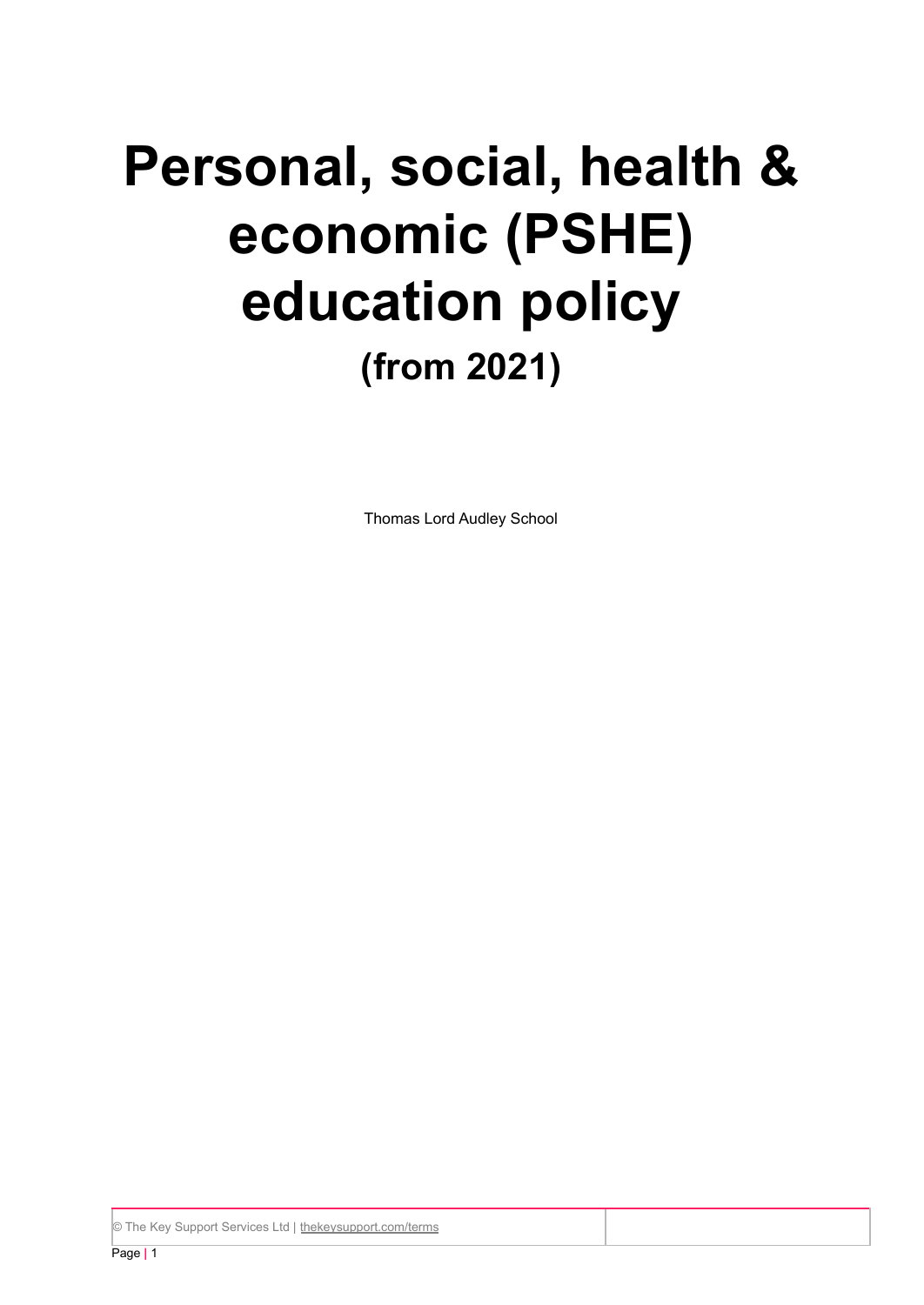# Personal, social, health & economic (PSHE) education policy

## (from 2021)

Thomas Lord Audley School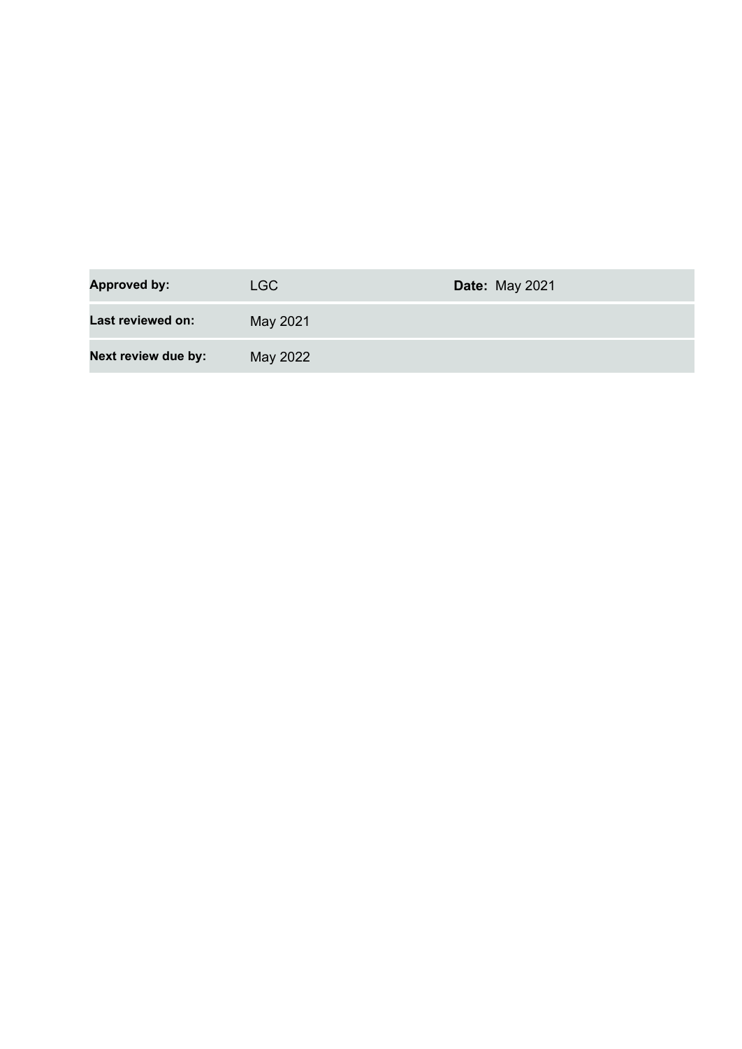| **Approved by:** | LGC | **Date:** May 2021 |
| --- | --- | --- |
| **Last reviewed on:** | May 2021 | |
| **Next review due by:** | May 2022 | |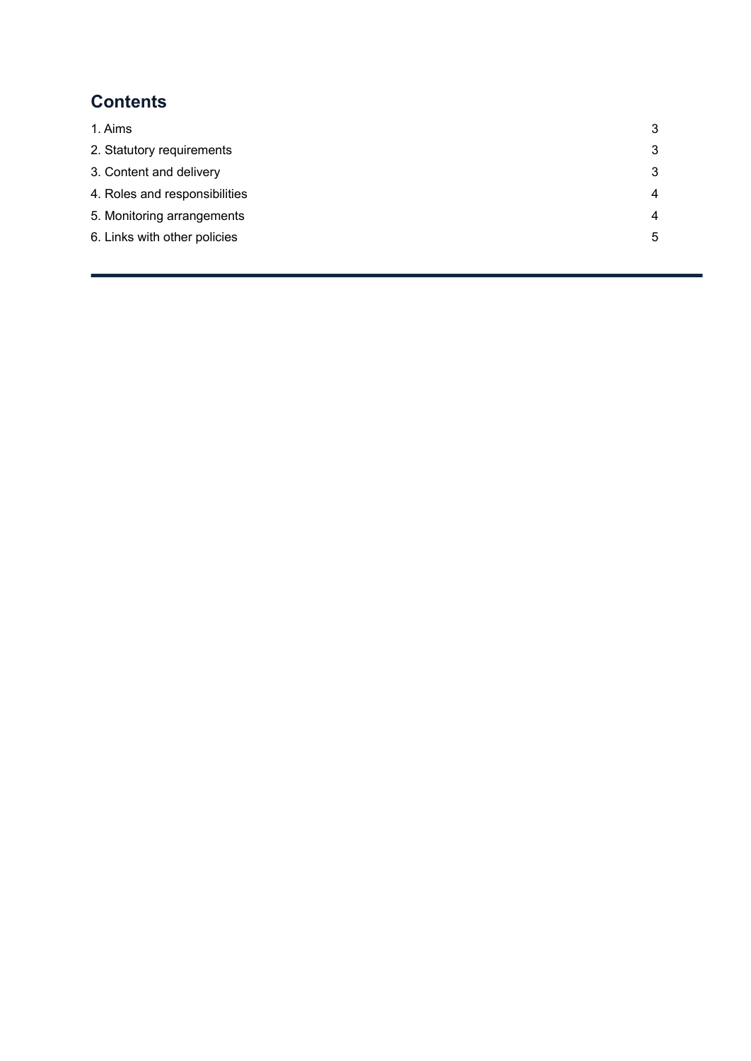## Contents

| | |
|---|---|
| 1. Aims | 3 |
| 2. Statutory requirements | 3 |
| 3. Content and delivery | 3 |
| 4. Roles and responsibilities | 4 |
| 5. Monitoring arrangements | 4 |
| 6. Links with other policies | 5 |

---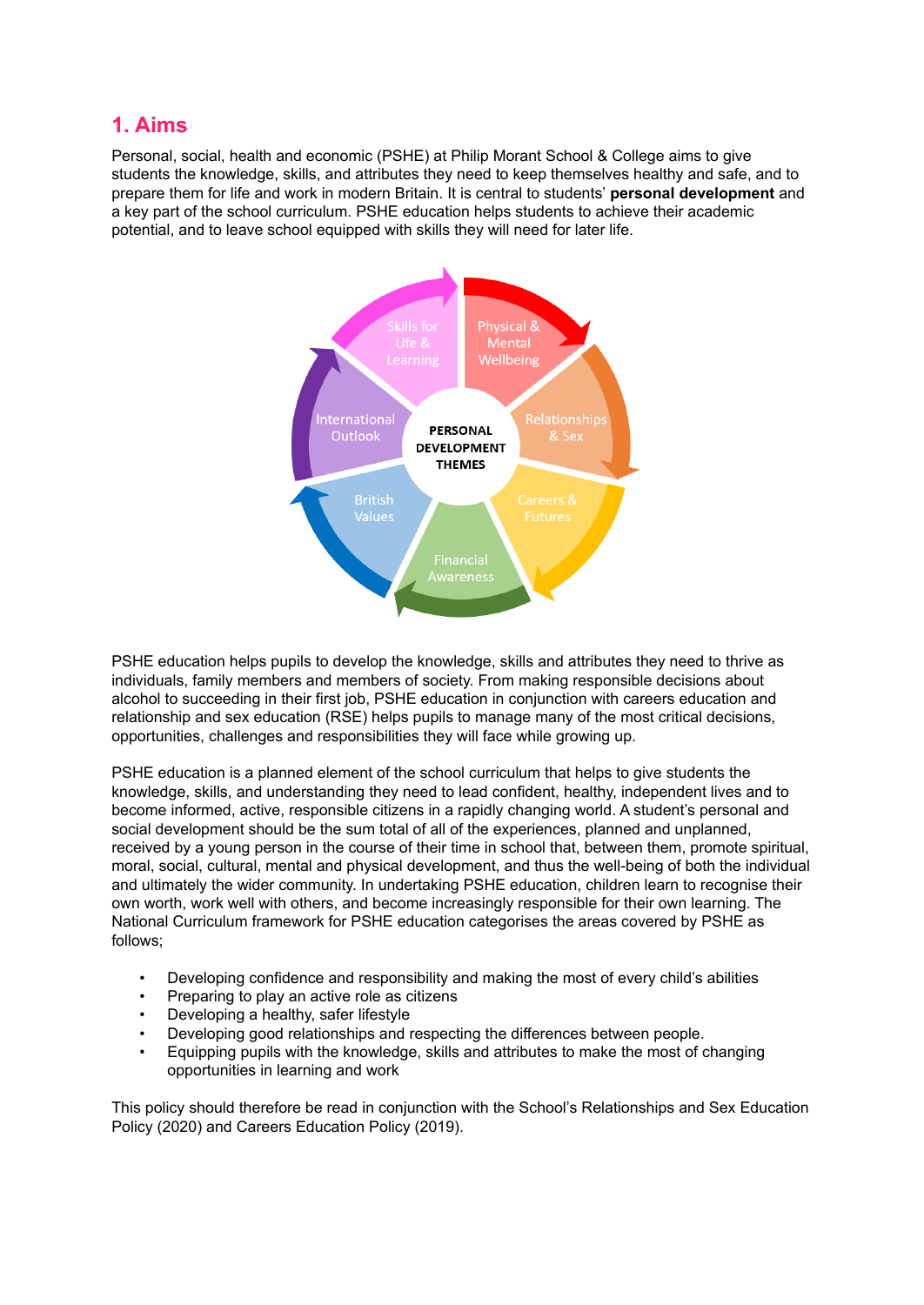## 1. Aims

Personal, social, health and economic (PSHE) at Philip Morant School & College aims to give students the knowledge, skills, and attributes they need to keep themselves healthy and safe, and to prepare them for life and work in modern Britain. It is central to students' **personal development** and a key part of the school curriculum. PSHE education helps students to achieve their academic potential, and to leave school equipped with skills they will need for later life.

**PERSONAL DEVELOPMENT THEMES**

- Physical & Mental Wellbeing
- Relationships & Sex
- Careers & Futures
- Financial Awareness
- British Values
- International Outlook
- Skills for Life & Learning

PSHE education helps pupils to develop the knowledge, skills and attributes they need to thrive as individuals, family members and members of society. From making responsible decisions about alcohol to succeeding in their first job, PSHE education in conjunction with careers education and relationship and sex education (RSE) helps pupils to manage many of the most critical decisions, opportunities, challenges and responsibilities they will face while growing up.

PSHE education is a planned element of the school curriculum that helps to give students the knowledge, skills, and understanding they need to lead confident, healthy, independent lives and to become informed, active, responsible citizens in a rapidly changing world. A student's personal and social development should be the sum total of all of the experiences, planned and unplanned, received by a young person in the course of their time in school that, between them, promote spiritual, moral, social, cultural, mental and physical development, and thus the well-being of both the individual and ultimately the wider community. In undertaking PSHE education, children learn to recognise their own worth, work well with others, and become increasingly responsible for their own learning. The National Curriculum framework for PSHE education categorises the areas covered by PSHE as follows;

- Developing confidence and responsibility and making the most of every child's abilities
- Preparing to play an active role as citizens
- Developing a healthy, safer lifestyle
- Developing good relationships and respecting the differences between people.
- Equipping pupils with the knowledge, skills and attributes to make the most of changing opportunities in learning and work

This policy should therefore be read in conjunction with the School's Relationships and Sex Education Policy (2020) and Careers Education Policy (2019).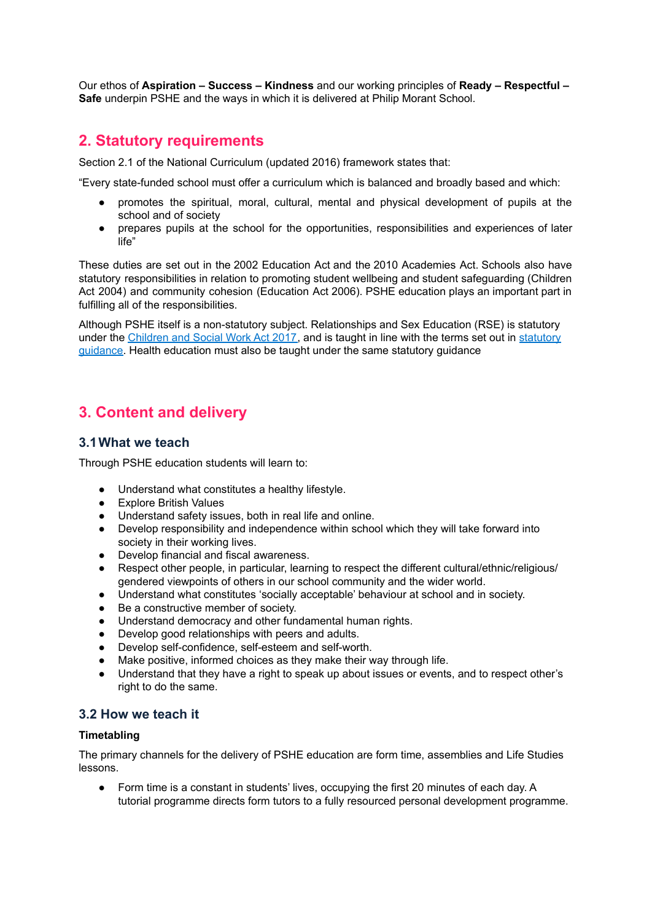Our ethos of **Aspiration – Success – Kindness** and our working principles of **Ready – Respectful – Safe** underpin PSHE and the ways in which it is delivered at Philip Morant School.

## 2. Statutory requirements

Section 2.1 of the National Curriculum (updated 2016) framework states that:

"Every state-funded school must offer a curriculum which is balanced and broadly based and which:

- promotes the spiritual, moral, cultural, mental and physical development of pupils at the school and of society
- prepares pupils at the school for the opportunities, responsibilities and experiences of later life"

These duties are set out in the 2002 Education Act and the 2010 Academies Act. Schools also have statutory responsibilities in relation to promoting student wellbeing and student safeguarding (Children Act 2004) and community cohesion (Education Act 2006). PSHE education plays an important part in fulfilling all of the responsibilities.

Although PSHE itself is a non-statutory subject. Relationships and Sex Education (RSE) is statutory under the Children and Social Work Act 2017, and is taught in line with the terms set out in statutory guidance. Health education must also be taught under the same statutory guidance

## 3. Content and delivery

### 3.1 What we teach

Through PSHE education students will learn to:

- Understand what constitutes a healthy lifestyle.
- Explore British Values
- Understand safety issues, both in real life and online.
- Develop responsibility and independence within school which they will take forward into society in their working lives.
- Develop financial and fiscal awareness.
- Respect other people, in particular, learning to respect the different cultural/ethnic/religious/gendered viewpoints of others in our school community and the wider world.
- Understand what constitutes 'socially acceptable' behaviour at school and in society.
- Be a constructive member of society.
- Understand democracy and other fundamental human rights.
- Develop good relationships with peers and adults.
- Develop self-confidence, self-esteem and self-worth.
- Make positive, informed choices as they make their way through life.
- Understand that they have a right to speak up about issues or events, and to respect other's right to do the same.

### 3.2 How we teach it

**Timetabling**

The primary channels for the delivery of PSHE education are form time, assemblies and Life Studies lessons.

- Form time is a constant in students' lives, occupying the first 20 minutes of each day. A tutorial programme directs form tutors to a fully resourced personal development programme.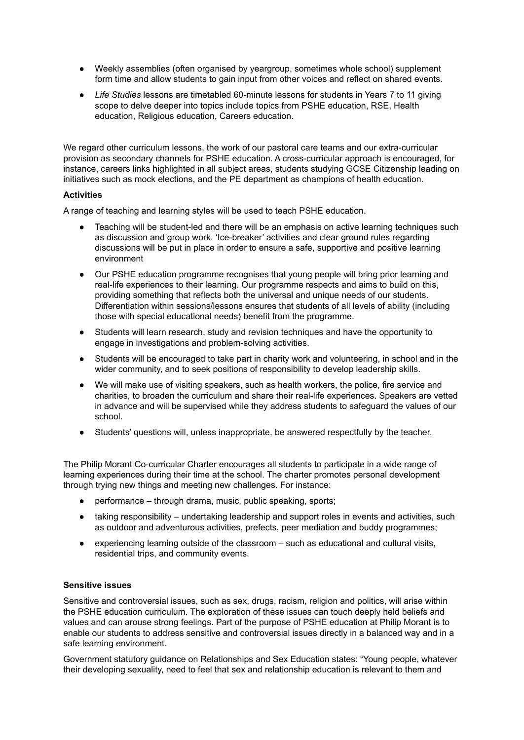- Weekly assemblies (often organised by yeargroup, sometimes whole school) supplement form time and allow students to gain input from other voices and reflect on shared events.
- *Life Studies* lessons are timetabled 60-minute lessons for students in Years 7 to 11 giving scope to delve deeper into topics include topics from PSHE education, RSE, Health education, Religious education, Careers education.

We regard other curriculum lessons, the work of our pastoral care teams and our extra-curricular provision as secondary channels for PSHE education. A cross-curricular approach is encouraged, for instance, careers links highlighted in all subject areas, students studying GCSE Citizenship leading on initiatives such as mock elections, and the PE department as champions of health education.

**Activities**

A range of teaching and learning styles will be used to teach PSHE education.

- Teaching will be student-led and there will be an emphasis on active learning techniques such as discussion and group work. 'Ice-breaker' activities and clear ground rules regarding discussions will be put in place in order to ensure a safe, supportive and positive learning environment
- Our PSHE education programme recognises that young people will bring prior learning and real-life experiences to their learning. Our programme respects and aims to build on this, providing something that reflects both the universal and unique needs of our students. Differentiation within sessions/lessons ensures that students of all levels of ability (including those with special educational needs) benefit from the programme.
- Students will learn research, study and revision techniques and have the opportunity to engage in investigations and problem-solving activities.
- Students will be encouraged to take part in charity work and volunteering, in school and in the wider community, and to seek positions of responsibility to develop leadership skills.
- We will make use of visiting speakers, such as health workers, the police, fire service and charities, to broaden the curriculum and share their real-life experiences. Speakers are vetted in advance and will be supervised while they address students to safeguard the values of our school.
- Students' questions will, unless inappropriate, be answered respectfully by the teacher.

The Philip Morant Co-curricular Charter encourages all students to participate in a wide range of learning experiences during their time at the school. The charter promotes personal development through trying new things and meeting new challenges. For instance:

- performance – through drama, music, public speaking, sports;
- taking responsibility – undertaking leadership and support roles in events and activities, such as outdoor and adventurous activities, prefects, peer mediation and buddy programmes;
- experiencing learning outside of the classroom – such as educational and cultural visits, residential trips, and community events.

**Sensitive issues**

Sensitive and controversial issues, such as sex, drugs, racism, religion and politics, will arise within the PSHE education curriculum. The exploration of these issues can touch deeply held beliefs and values and can arouse strong feelings. Part of the purpose of PSHE education at Philip Morant is to enable our students to address sensitive and controversial issues directly in a balanced way and in a safe learning environment.

Government statutory guidance on Relationships and Sex Education states: "Young people, whatever their developing sexuality, need to feel that sex and relationship education is relevant to them and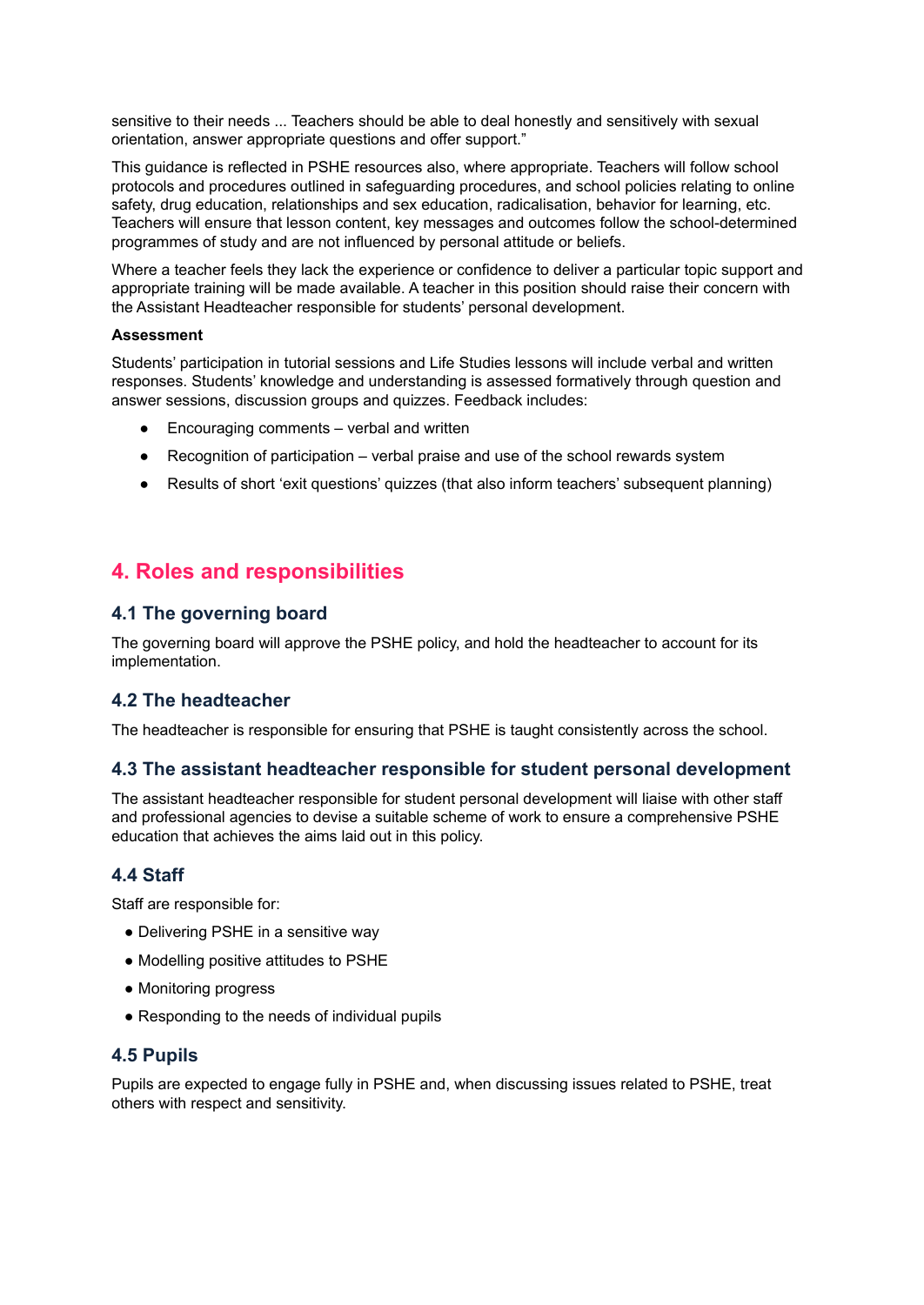sensitive to their needs ... Teachers should be able to deal honestly and sensitively with sexual orientation, answer appropriate questions and offer support."

This guidance is reflected in PSHE resources also, where appropriate. Teachers will follow school protocols and procedures outlined in safeguarding procedures, and school policies relating to online safety, drug education, relationships and sex education, radicalisation, behavior for learning, etc. Teachers will ensure that lesson content, key messages and outcomes follow the school-determined programmes of study and are not influenced by personal attitude or beliefs.

Where a teacher feels they lack the experience or confidence to deliver a particular topic support and appropriate training will be made available. A teacher in this position should raise their concern with the Assistant Headteacher responsible for students' personal development.

**Assessment**

Students' participation in tutorial sessions and Life Studies lessons will include verbal and written responses. Students' knowledge and understanding is assessed formatively through question and answer sessions, discussion groups and quizzes. Feedback includes:

- Encouraging comments – verbal and written
- Recognition of participation – verbal praise and use of the school rewards system
- Results of short 'exit questions' quizzes (that also inform teachers' subsequent planning)

## 4. Roles and responsibilities

### 4.1 The governing board

The governing board will approve the PSHE policy, and hold the headteacher to account for its implementation.

### 4.2 The headteacher

The headteacher is responsible for ensuring that PSHE is taught consistently across the school.

### 4.3 The assistant headteacher responsible for student personal development

The assistant headteacher responsible for student personal development will liaise with other staff and professional agencies to devise a suitable scheme of work to ensure a comprehensive PSHE education that achieves the aims laid out in this policy.

### 4.4 Staff

Staff are responsible for:

- Delivering PSHE in a sensitive way
- Modelling positive attitudes to PSHE
- Monitoring progress
- Responding to the needs of individual pupils

### 4.5 Pupils

Pupils are expected to engage fully in PSHE and, when discussing issues related to PSHE, treat others with respect and sensitivity.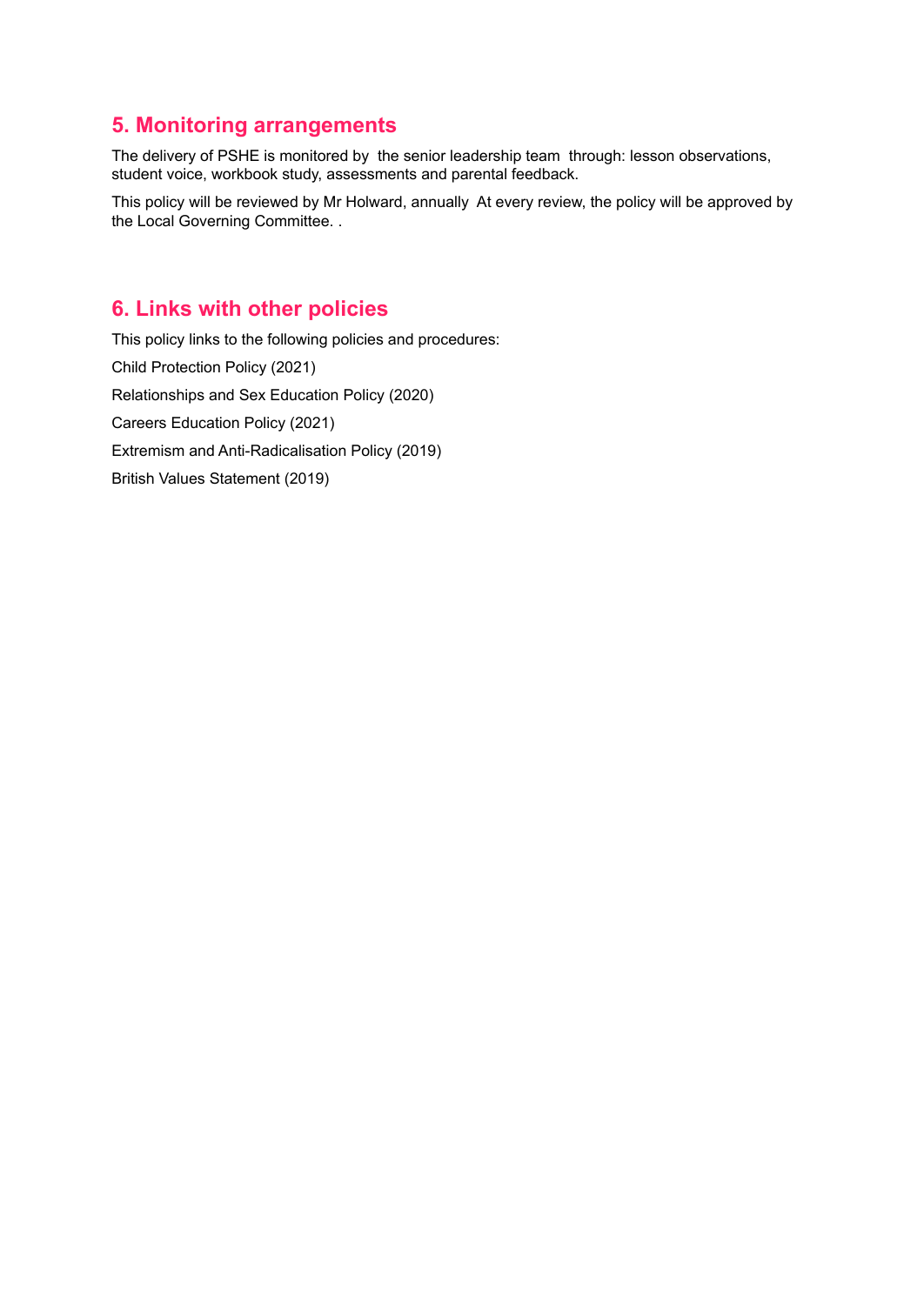## 5. Monitoring arrangements

The delivery of PSHE is monitored by the senior leadership team through: lesson observations, student voice, workbook study, assessments and parental feedback.

This policy will be reviewed by Mr Holward, annually At every review, the policy will be approved by the Local Governing Committee. .

## 6. Links with other policies

This policy links to the following policies and procedures:

Child Protection Policy (2021)

Relationships and Sex Education Policy (2020)

Careers Education Policy (2021)

Extremism and Anti-Radicalisation Policy (2019)

British Values Statement (2019)